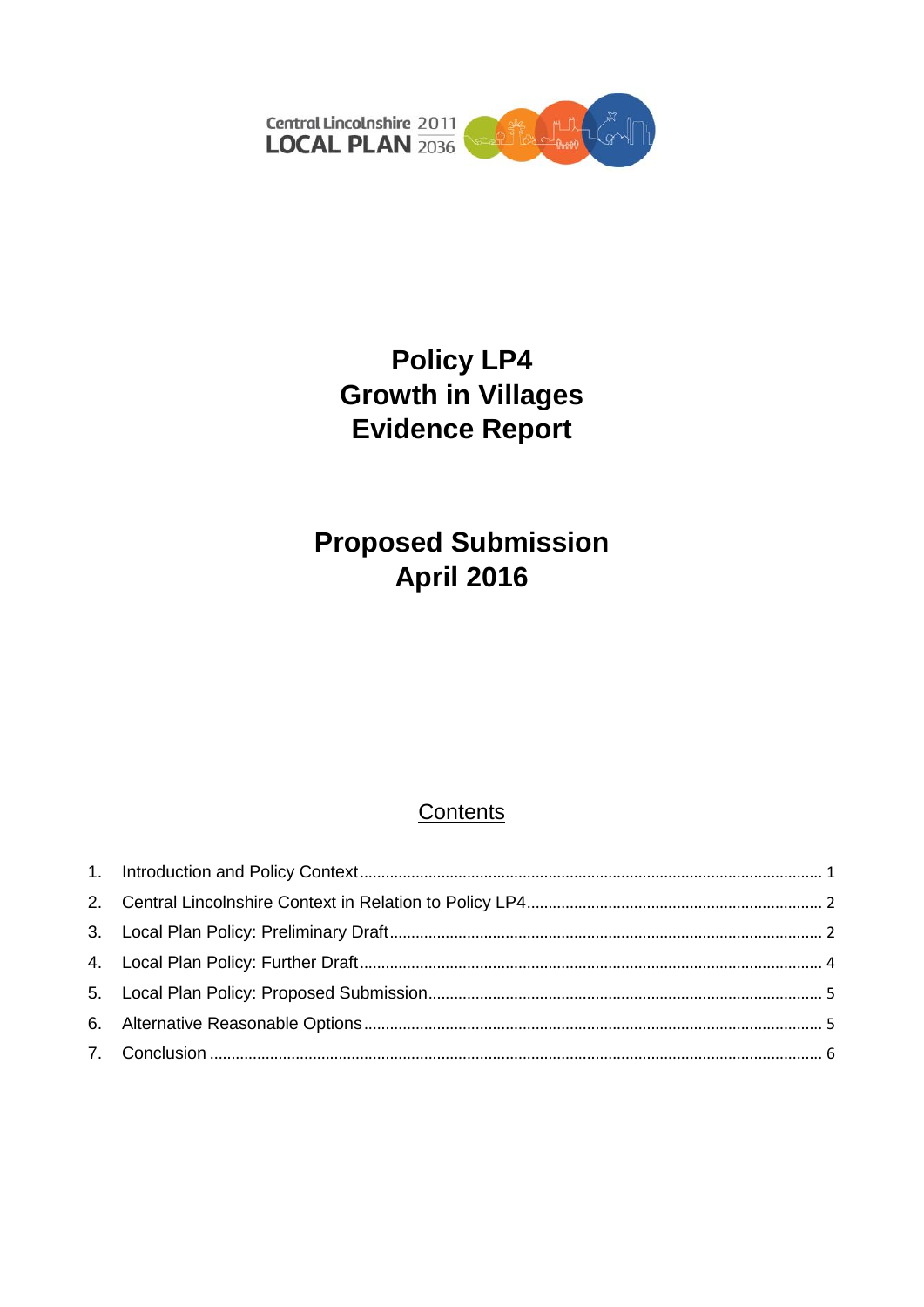Central Lincolnshire 2011
LOCAL PLAN 2036

# Policy LP4
# Growth in Villages
# Evidence Report

## Proposed Submission
## April 2016

## Contents

1. Introduction and Policy Context ..... 1
2. Central Lincolnshire Context in Relation to Policy LP4 ..... 2
3. Local Plan Policy: Preliminary Draft ..... 2
4. Local Plan Policy: Further Draft ..... 4
5. Local Plan Policy: Proposed Submission ..... 5
6. Alternative Reasonable Options ..... 5
7. Conclusion ..... 6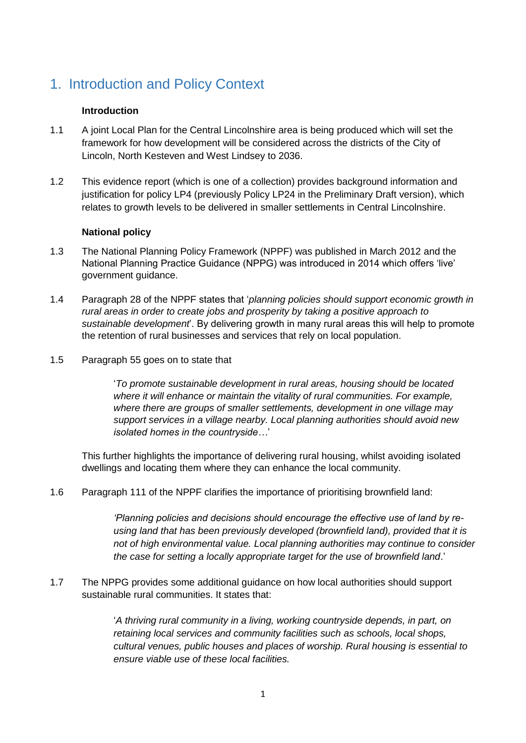# 1. Introduction and Policy Context

### Introduction

1.1 A joint Local Plan for the Central Lincolnshire area is being produced which will set the framework for how development will be considered across the districts of the City of Lincoln, North Kesteven and West Lindsey to 2036.

1.2 This evidence report (which is one of a collection) provides background information and justification for policy LP4 (previously Policy LP24 in the Preliminary Draft version), which relates to growth levels to be delivered in smaller settlements in Central Lincolnshire.

### National policy

1.3 The National Planning Policy Framework (NPPF) was published in March 2012 and the National Planning Practice Guidance (NPPG) was introduced in 2014 which offers 'live' government guidance.

1.4 Paragraph 28 of the NPPF states that '*planning policies should support economic growth in rural areas in order to create jobs and prosperity by taking a positive approach to sustainable development*'. By delivering growth in many rural areas this will help to promote the retention of rural businesses and services that rely on local population.

1.5 Paragraph 55 goes on to state that

> '*To promote sustainable development in rural areas, housing should be located where it will enhance or maintain the vitality of rural communities. For example, where there are groups of smaller settlements, development in one village may support services in a village nearby. Local planning authorities should avoid new isolated homes in the countryside…*'

This further highlights the importance of delivering rural housing, whilst avoiding isolated dwellings and locating them where they can enhance the local community.

1.6 Paragraph 111 of the NPPF clarifies the importance of prioritising brownfield land:

> *'Planning policies and decisions should encourage the effective use of land by re-using land that has been previously developed (brownfield land), provided that it is not of high environmental value. Local planning authorities may continue to consider the case for setting a locally appropriate target for the use of brownfield land*.'

1.7 The NPPG provides some additional guidance on how local authorities should support sustainable rural communities. It states that:

> '*A thriving rural community in a living, working countryside depends, in part, on retaining local services and community facilities such as schools, local shops, cultural venues, public houses and places of worship. Rural housing is essential to ensure viable use of these local facilities.*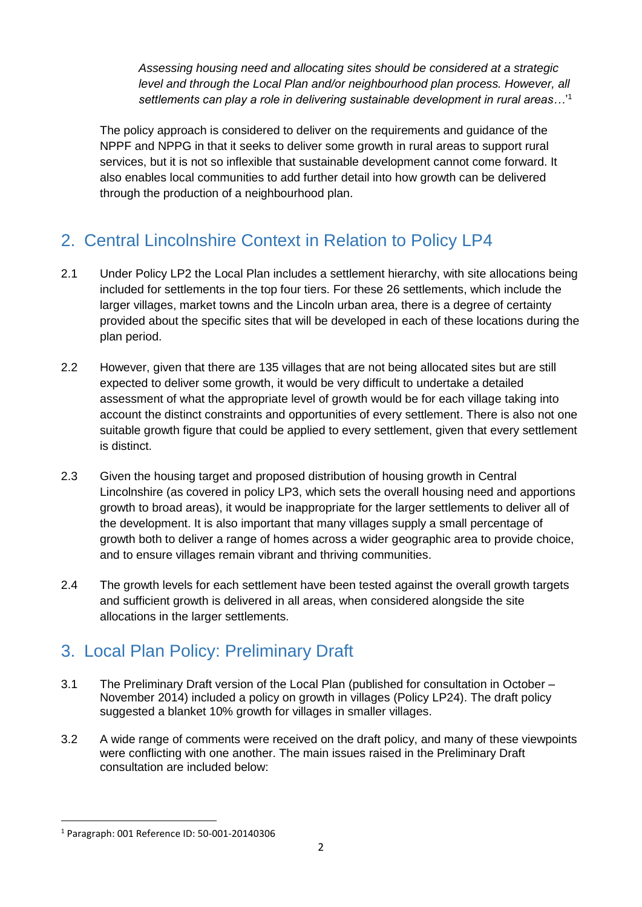*Assessing housing need and allocating sites should be considered at a strategic level and through the Local Plan and/or neighbourhood plan process. However, all settlements can play a role in delivering sustainable development in rural areas…*'[1]

The policy approach is considered to deliver on the requirements and guidance of the NPPF and NPPG in that it seeks to deliver some growth in rural areas to support rural services, but it is not so inflexible that sustainable development cannot come forward. It also enables local communities to add further detail into how growth can be delivered through the production of a neighbourhood plan.

## 2. Central Lincolnshire Context in Relation to Policy LP4

2.1 Under Policy LP2 the Local Plan includes a settlement hierarchy, with site allocations being included for settlements in the top four tiers. For these 26 settlements, which include the larger villages, market towns and the Lincoln urban area, there is a degree of certainty provided about the specific sites that will be developed in each of these locations during the plan period.

2.2 However, given that there are 135 villages that are not being allocated sites but are still expected to deliver some growth, it would be very difficult to undertake a detailed assessment of what the appropriate level of growth would be for each village taking into account the distinct constraints and opportunities of every settlement. There is also not one suitable growth figure that could be applied to every settlement, given that every settlement is distinct.

2.3 Given the housing target and proposed distribution of housing growth in Central Lincolnshire (as covered in policy LP3, which sets the overall housing need and apportions growth to broad areas), it would be inappropriate for the larger settlements to deliver all of the development. It is also important that many villages supply a small percentage of growth both to deliver a range of homes across a wider geographic area to provide choice, and to ensure villages remain vibrant and thriving communities.

2.4 The growth levels for each settlement have been tested against the overall growth targets and sufficient growth is delivered in all areas, when considered alongside the site allocations in the larger settlements.

## 3. Local Plan Policy: Preliminary Draft

3.1 The Preliminary Draft version of the Local Plan (published for consultation in October – November 2014) included a policy on growth in villages (Policy LP24). The draft policy suggested a blanket 10% growth for villages in smaller villages.

3.2 A wide range of comments were received on the draft policy, and many of these viewpoints were conflicting with one another. The main issues raised in the Preliminary Draft consultation are included below:

[1] Paragraph: 001 Reference ID: 50-001-20140306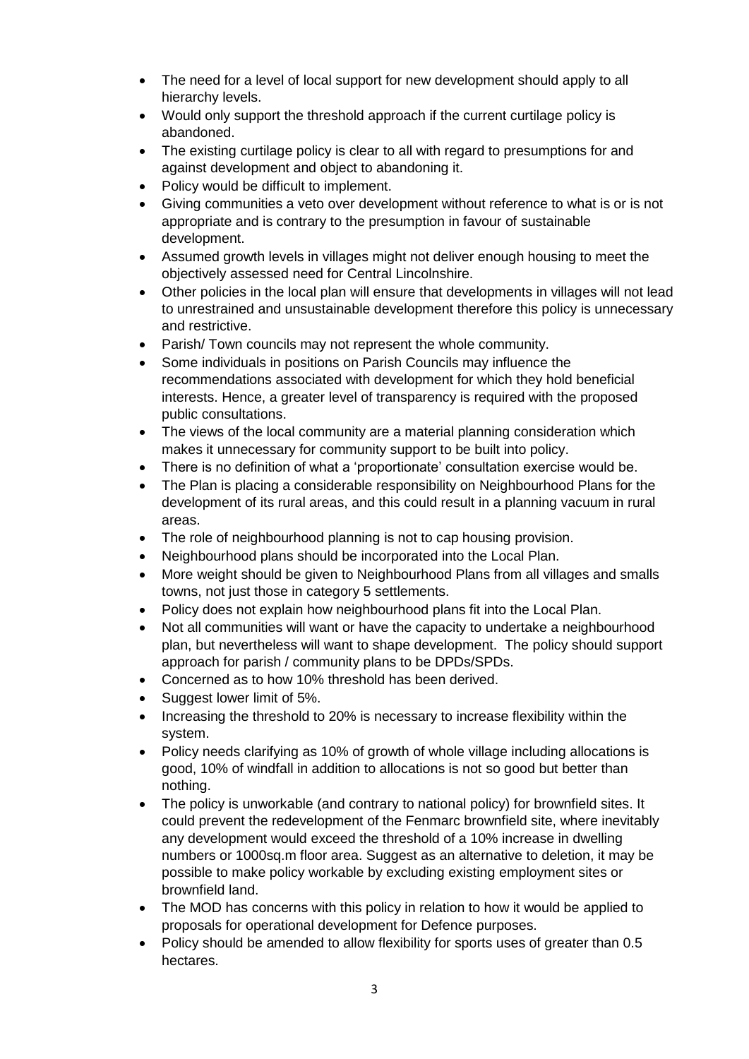- The need for a level of local support for new development should apply to all hierarchy levels.
- Would only support the threshold approach if the current curtilage policy is abandoned.
- The existing curtilage policy is clear to all with regard to presumptions for and against development and object to abandoning it.
- Policy would be difficult to implement.
- Giving communities a veto over development without reference to what is or is not appropriate and is contrary to the presumption in favour of sustainable development.
- Assumed growth levels in villages might not deliver enough housing to meet the objectively assessed need for Central Lincolnshire.
- Other policies in the local plan will ensure that developments in villages will not lead to unrestrained and unsustainable development therefore this policy is unnecessary and restrictive.
- Parish/ Town councils may not represent the whole community.
- Some individuals in positions on Parish Councils may influence the recommendations associated with development for which they hold beneficial interests. Hence, a greater level of transparency is required with the proposed public consultations.
- The views of the local community are a material planning consideration which makes it unnecessary for community support to be built into policy.
- There is no definition of what a 'proportionate' consultation exercise would be.
- The Plan is placing a considerable responsibility on Neighbourhood Plans for the development of its rural areas, and this could result in a planning vacuum in rural areas.
- The role of neighbourhood planning is not to cap housing provision.
- Neighbourhood plans should be incorporated into the Local Plan.
- More weight should be given to Neighbourhood Plans from all villages and smalls towns, not just those in category 5 settlements.
- Policy does not explain how neighbourhood plans fit into the Local Plan.
- Not all communities will want or have the capacity to undertake a neighbourhood plan, but nevertheless will want to shape development. The policy should support approach for parish / community plans to be DPDs/SPDs.
- Concerned as to how 10% threshold has been derived.
- Suggest lower limit of 5%.
- Increasing the threshold to 20% is necessary to increase flexibility within the system.
- Policy needs clarifying as 10% of growth of whole village including allocations is good, 10% of windfall in addition to allocations is not so good but better than nothing.
- The policy is unworkable (and contrary to national policy) for brownfield sites. It could prevent the redevelopment of the Fenmarc brownfield site, where inevitably any development would exceed the threshold of a 10% increase in dwelling numbers or 1000sq.m floor area. Suggest as an alternative to deletion, it may be possible to make policy workable by excluding existing employment sites or brownfield land.
- The MOD has concerns with this policy in relation to how it would be applied to proposals for operational development for Defence purposes.
- Policy should be amended to allow flexibility for sports uses of greater than 0.5 hectares.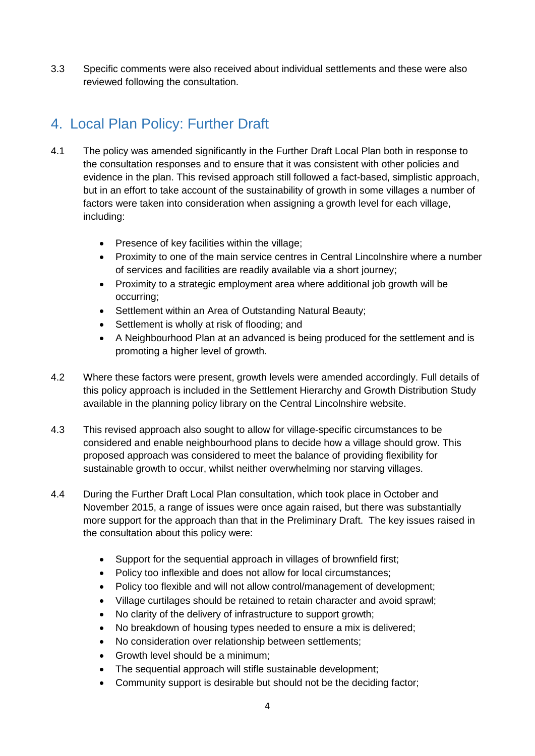3.3 Specific comments were also received about individual settlements and these were also reviewed following the consultation.

## 4. Local Plan Policy: Further Draft

4.1 The policy was amended significantly in the Further Draft Local Plan both in response to the consultation responses and to ensure that it was consistent with other policies and evidence in the plan. This revised approach still followed a fact-based, simplistic approach, but in an effort to take account of the sustainability of growth in some villages a number of factors were taken into consideration when assigning a growth level for each village, including:

- Presence of key facilities within the village;
- Proximity to one of the main service centres in Central Lincolnshire where a number of services and facilities are readily available via a short journey;
- Proximity to a strategic employment area where additional job growth will be occurring;
- Settlement within an Area of Outstanding Natural Beauty;
- Settlement is wholly at risk of flooding; and
- A Neighbourhood Plan at an advanced is being produced for the settlement and is promoting a higher level of growth.

4.2 Where these factors were present, growth levels were amended accordingly. Full details of this policy approach is included in the Settlement Hierarchy and Growth Distribution Study available in the planning policy library on the Central Lincolnshire website.

4.3 This revised approach also sought to allow for village-specific circumstances to be considered and enable neighbourhood plans to decide how a village should grow. This proposed approach was considered to meet the balance of providing flexibility for sustainable growth to occur, whilst neither overwhelming nor starving villages.

4.4 During the Further Draft Local Plan consultation, which took place in October and November 2015, a range of issues were once again raised, but there was substantially more support for the approach than that in the Preliminary Draft. The key issues raised in the consultation about this policy were:

- Support for the sequential approach in villages of brownfield first;
- Policy too inflexible and does not allow for local circumstances;
- Policy too flexible and will not allow control/management of development;
- Village curtilages should be retained to retain character and avoid sprawl;
- No clarity of the delivery of infrastructure to support growth;
- No breakdown of housing types needed to ensure a mix is delivered;
- No consideration over relationship between settlements;
- Growth level should be a minimum;
- The sequential approach will stifle sustainable development;
- Community support is desirable but should not be the deciding factor;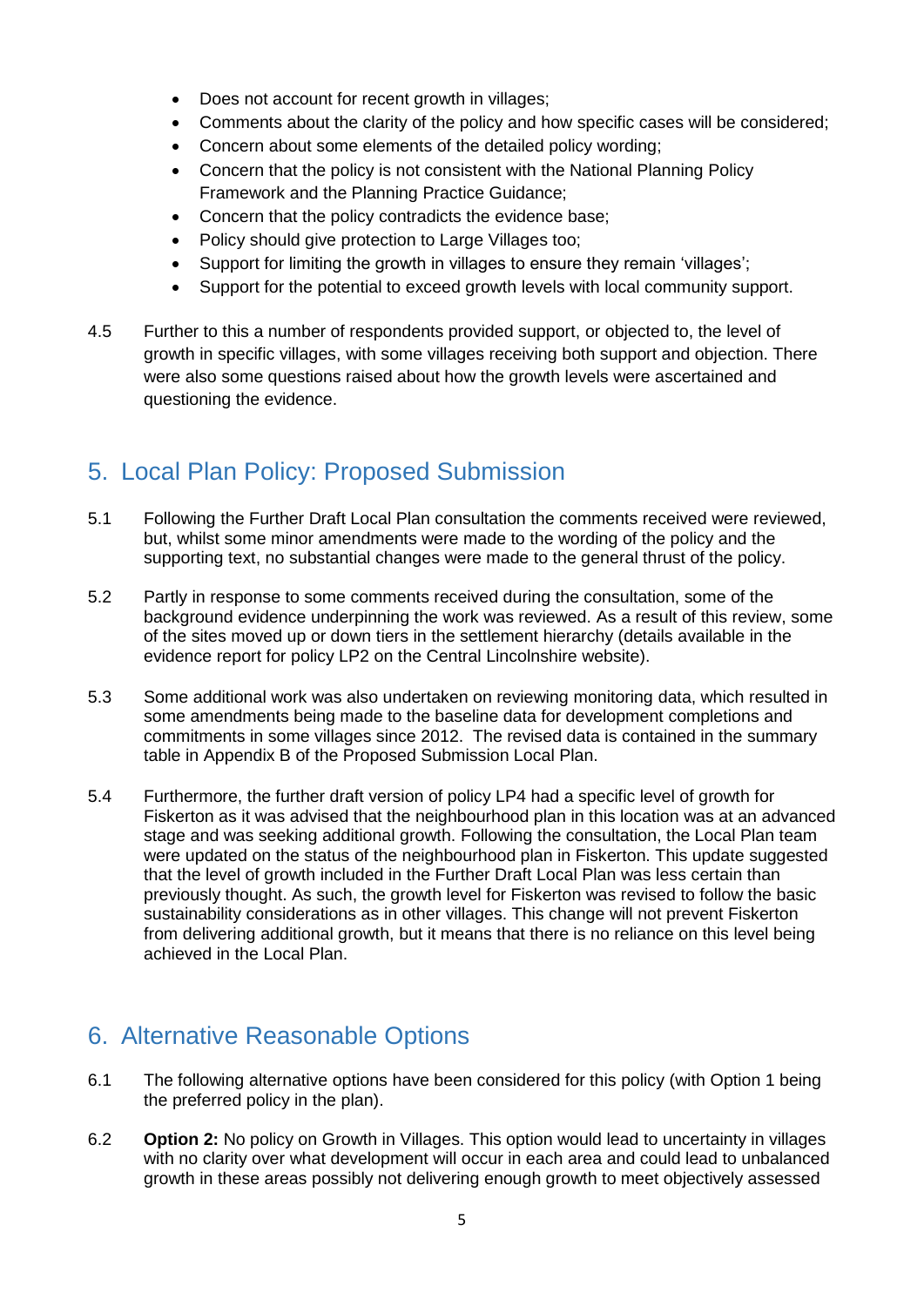- Does not account for recent growth in villages;
- Comments about the clarity of the policy and how specific cases will be considered;
- Concern about some elements of the detailed policy wording;
- Concern that the policy is not consistent with the National Planning Policy Framework and the Planning Practice Guidance;
- Concern that the policy contradicts the evidence base;
- Policy should give protection to Large Villages too;
- Support for limiting the growth in villages to ensure they remain 'villages';
- Support for the potential to exceed growth levels with local community support.

4.5 Further to this a number of respondents provided support, or objected to, the level of growth in specific villages, with some villages receiving both support and objection. There were also some questions raised about how the growth levels were ascertained and questioning the evidence.

## 5. Local Plan Policy: Proposed Submission

5.1 Following the Further Draft Local Plan consultation the comments received were reviewed, but, whilst some minor amendments were made to the wording of the policy and the supporting text, no substantial changes were made to the general thrust of the policy.

5.2 Partly in response to some comments received during the consultation, some of the background evidence underpinning the work was reviewed. As a result of this review, some of the sites moved up or down tiers in the settlement hierarchy (details available in the evidence report for policy LP2 on the Central Lincolnshire website).

5.3 Some additional work was also undertaken on reviewing monitoring data, which resulted in some amendments being made to the baseline data for development completions and commitments in some villages since 2012. The revised data is contained in the summary table in Appendix B of the Proposed Submission Local Plan.

5.4 Furthermore, the further draft version of policy LP4 had a specific level of growth for Fiskerton as it was advised that the neighbourhood plan in this location was at an advanced stage and was seeking additional growth. Following the consultation, the Local Plan team were updated on the status of the neighbourhood plan in Fiskerton. This update suggested that the level of growth included in the Further Draft Local Plan was less certain than previously thought. As such, the growth level for Fiskerton was revised to follow the basic sustainability considerations as in other villages. This change will not prevent Fiskerton from delivering additional growth, but it means that there is no reliance on this level being achieved in the Local Plan.

## 6. Alternative Reasonable Options

6.1 The following alternative options have been considered for this policy (with Option 1 being the preferred policy in the plan).

6.2 **Option 2:** No policy on Growth in Villages. This option would lead to uncertainty in villages with no clarity over what development will occur in each area and could lead to unbalanced growth in these areas possibly not delivering enough growth to meet objectively assessed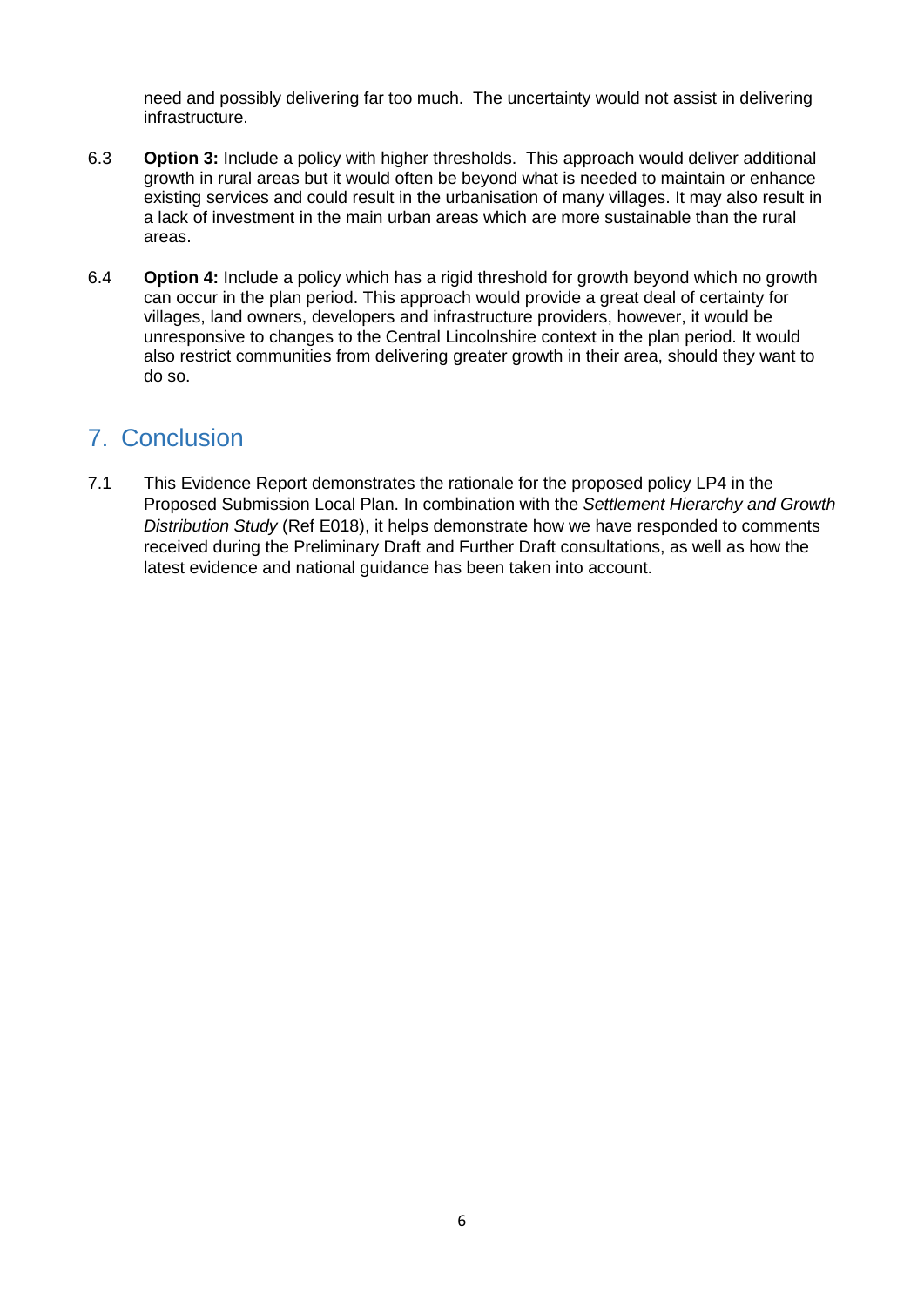need and possibly delivering far too much. The uncertainty would not assist in delivering infrastructure.

6.3 **Option 3:** Include a policy with higher thresholds. This approach would deliver additional growth in rural areas but it would often be beyond what is needed to maintain or enhance existing services and could result in the urbanisation of many villages. It may also result in a lack of investment in the main urban areas which are more sustainable than the rural areas.

6.4 **Option 4:** Include a policy which has a rigid threshold for growth beyond which no growth can occur in the plan period. This approach would provide a great deal of certainty for villages, land owners, developers and infrastructure providers, however, it would be unresponsive to changes to the Central Lincolnshire context in the plan period. It would also restrict communities from delivering greater growth in their area, should they want to do so.

## 7. Conclusion

7.1 This Evidence Report demonstrates the rationale for the proposed policy LP4 in the Proposed Submission Local Plan. In combination with the *Settlement Hierarchy and Growth Distribution Study* (Ref E018), it helps demonstrate how we have responded to comments received during the Preliminary Draft and Further Draft consultations, as well as how the latest evidence and national guidance has been taken into account.